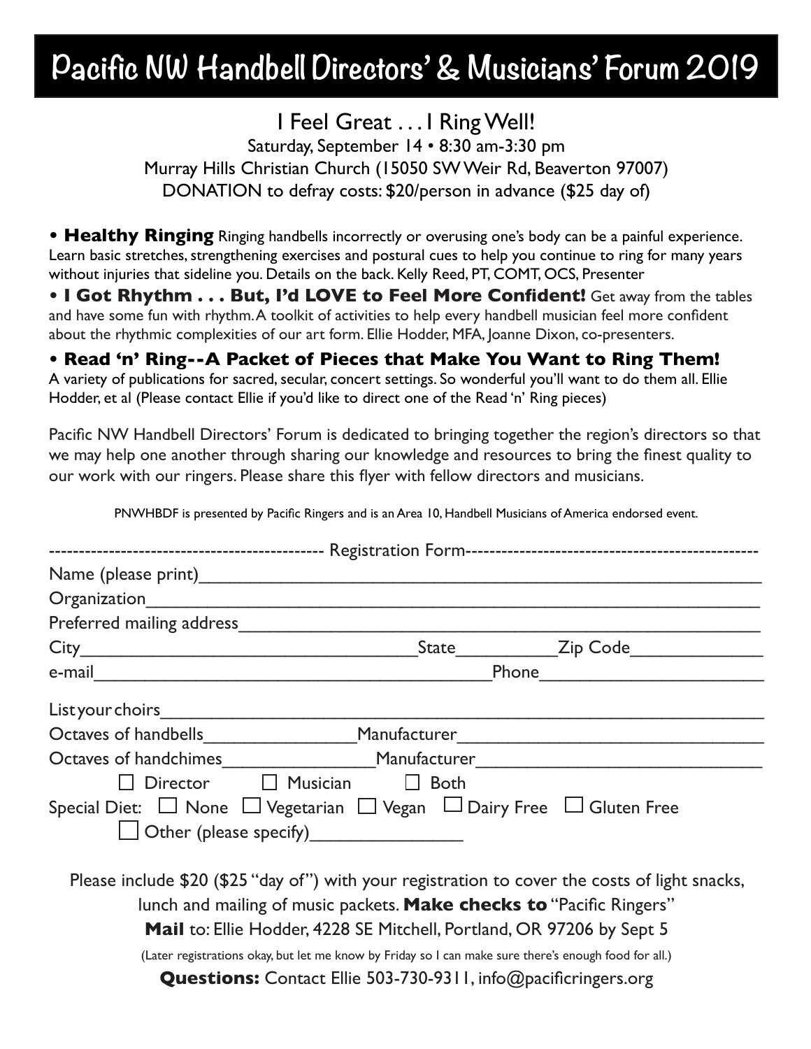# Pacific NW Handbell Directors' & Musicians' Forum 2019

## I Feel Great . . . I Ring Well!

Saturday, September 14 • 8:30 am-3:30 pm
Murray Hills Christian Church (15050 SW Weir Rd, Beaverton 97007)
DONATION to defray costs: $20/person in advance ($25 day of)

• **Healthy Ringing** Ringing handbells incorrectly or overusing one's body can be a painful experience. Learn basic stretches, strengthening exercises and postural cues to help you continue to ring for many years without injuries that sideline you. Details on the back. Kelly Reed, PT, COMT, OCS, Presenter

• **I Got Rhythm . . . But, I'd LOVE to Feel More Confident!** Get away from the tables and have some fun with rhythm. A toolkit of activities to help every handbell musician feel more confident about the rhythmic complexities of our art form. Ellie Hodder, MFA, Joanne Dixon, co-presenters.

• **Read 'n' Ring--A Packet of Pieces that Make You Want to Ring Them!**
A variety of publications for sacred, secular, concert settings. So wonderful you'll want to do them all. Ellie Hodder, et al (Please contact Ellie if you'd like to direct one of the Read 'n' Ring pieces)

Pacific NW Handbell Directors' Forum is dedicated to bringing together the region's directors so that we may help one another through sharing our knowledge and resources to bring the finest quality to our work with our ringers. Please share this flyer with fellow directors and musicians.

PNWHBDF is presented by Pacific Ringers and is an Area 10, Handbell Musicians of America endorsed event.

---------------------------------------------- Registration Form ----------------------------------------------

Name (please print)\_\_\_\_\_\_\_\_\_\_\_\_\_\_\_\_\_\_\_\_\_\_\_\_\_\_\_\_\_\_\_\_\_\_\_\_\_\_\_\_

Organization\_\_\_\_\_\_\_\_\_\_\_\_\_\_\_\_\_\_\_\_\_\_\_\_\_\_\_\_\_\_\_\_\_\_\_\_\_\_\_\_

Preferred mailing address\_\_\_\_\_\_\_\_\_\_\_\_\_\_\_\_\_\_\_\_\_\_\_\_\_\_\_\_\_\_\_\_\_\_\_\_\_\_\_\_

City\_\_\_\_\_\_\_\_\_\_\_\_\_\_\_\_\_\_\_\_\_\_ State\_\_\_\_\_\_\_ Zip Code\_\_\_\_\_\_\_\_\_

e-mail\_\_\_\_\_\_\_\_\_\_\_\_\_\_\_\_\_\_\_\_\_\_\_\_\_\_ Phone\_\_\_\_\_\_\_\_\_\_\_\_\_\_\_\_

List your choirs\_\_\_\_\_\_\_\_\_\_\_\_\_\_\_\_\_\_\_\_\_\_\_\_\_\_\_\_\_\_\_\_\_\_\_\_\_\_\_\_

Octaves of handbells\_\_\_\_\_\_\_\_\_\_ Manufacturer\_\_\_\_\_\_\_\_\_\_\_\_\_\_\_\_\_\_\_\_

Octaves of handchimes\_\_\_\_\_\_\_\_\_\_ Manufacturer\_\_\_\_\_\_\_\_\_\_\_\_\_\_\_\_\_\_\_\_

☐ Director ☐ Musician ☐ Both

Special Diet: ☐ None ☐ Vegetarian ☐ Vegan ☐ Dairy Free ☐ Gluten Free

☐ Other (please specify)\_\_\_\_\_\_\_\_\_\_\_\_

Please include $20 ($25 "day of") with your registration to cover the costs of light snacks, lunch and mailing of music packets. **Make checks to** "Pacific Ringers"

**Mail** to: Ellie Hodder, 4228 SE Mitchell, Portland, OR 97206 by Sept 5

(Later registrations okay, but let me know by Friday so I can make sure there's enough food for all.)

**Questions:** Contact Ellie 503-730-9311, info@pacificringers.org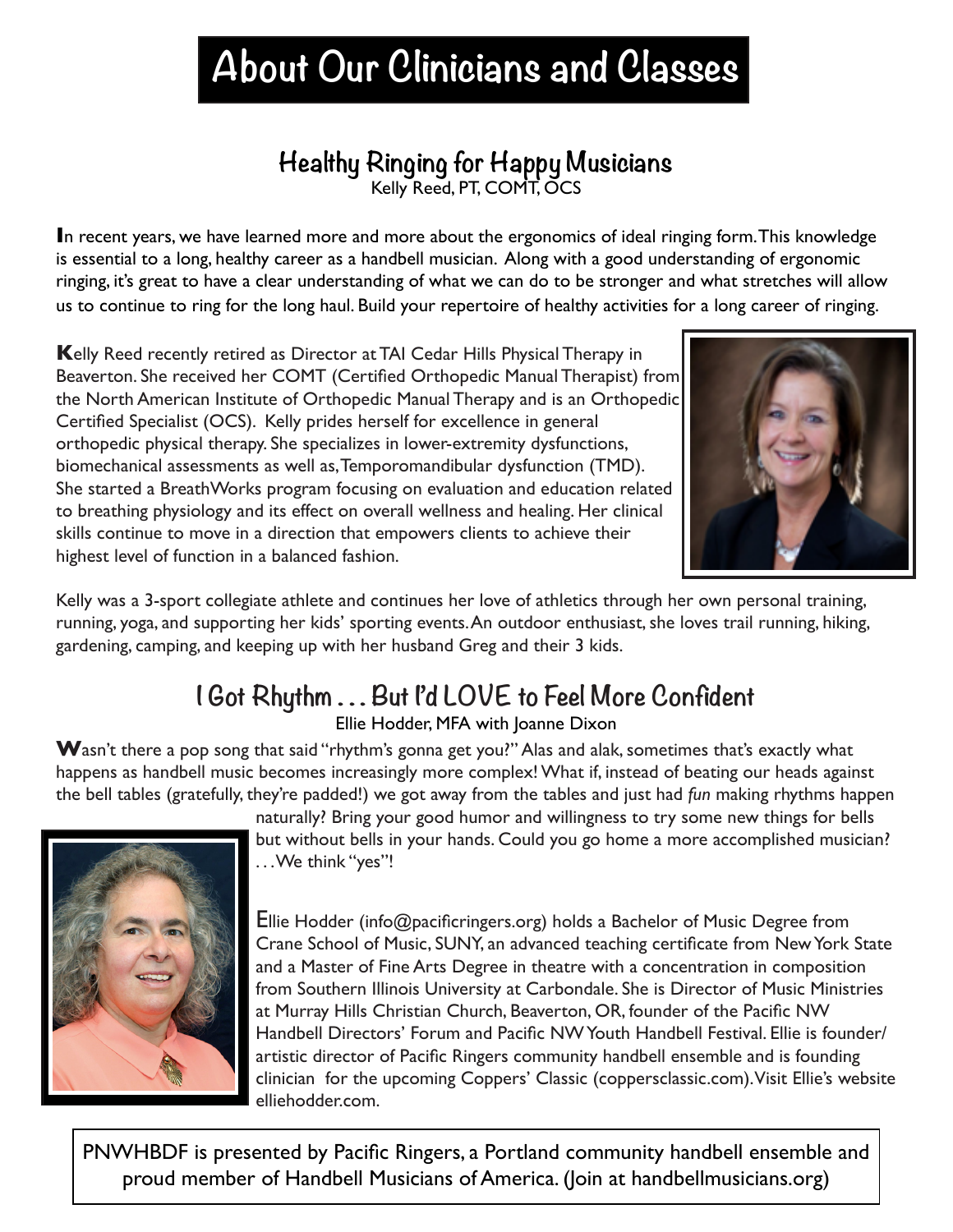# About Our Clinicians and Classes

## Healthy Ringing for Happy Musicians

Kelly Reed, PT, COMT, OCS

In recent years, we have learned more and more about the ergonomics of ideal ringing form. This knowledge is essential to a long, healthy career as a handbell musician. Along with a good understanding of ergonomic ringing, it's great to have a clear understanding of what we can do to be stronger and what stretches will allow us to continue to ring for the long haul. Build your repertoire of healthy activities for a long career of ringing.

Kelly Reed recently retired as Director at TAI Cedar Hills Physical Therapy in Beaverton. She received her COMT (Certified Orthopedic Manual Therapist) from the North American Institute of Orthopedic Manual Therapy and is an Orthopedic Certified Specialist (OCS). Kelly prides herself for excellence in general orthopedic physical therapy. She specializes in lower-extremity dysfunctions, biomechanical assessments as well as, Temporomandibular dysfunction (TMD). She started a BreathWorks program focusing on evaluation and education related to breathing physiology and its effect on overall wellness and healing. Her clinical skills continue to move in a direction that empowers clients to achieve their highest level of function in a balanced fashion.

Kelly was a 3-sport collegiate athlete and continues her love of athletics through her own personal training, running, yoga, and supporting her kids' sporting events. An outdoor enthusiast, she loves trail running, hiking, gardening, camping, and keeping up with her husband Greg and their 3 kids.

## I Got Rhythm . . . But I'd LOVE to Feel More Confident

Ellie Hodder, MFA with Joanne Dixon

Wasn't there a pop song that said "rhythm's gonna get you?" Alas and alak, sometimes that's exactly what happens as handbell music becomes increasingly more complex! What if, instead of beating our heads against the bell tables (gratefully, they're padded!) we got away from the tables and just had *fun* making rhythms happen naturally? Bring your good humor and willingness to try some new things for bells but without bells in your hands. Could you go home a more accomplished musician? . . . We think "yes"!

Ellie Hodder (info@pacificringers.org) holds a Bachelor of Music Degree from Crane School of Music, SUNY, an advanced teaching certificate from New York State and a Master of Fine Arts Degree in theatre with a concentration in composition from Southern Illinois University at Carbondale. She is Director of Music Ministries at Murray Hills Christian Church, Beaverton, OR, founder of the Pacific NW Handbell Directors' Forum and Pacific NW Youth Handbell Festival. Ellie is founder/artistic director of Pacific Ringers community handbell ensemble and is founding clinician for the upcoming Coppers' Classic (copperclassic.com). Visit Ellie's website elliehodder.com.

PNWHBDF is presented by Pacific Ringers, a Portland community handbell ensemble and proud member of Handbell Musicians of America. (Join at handbellmusicians.org)